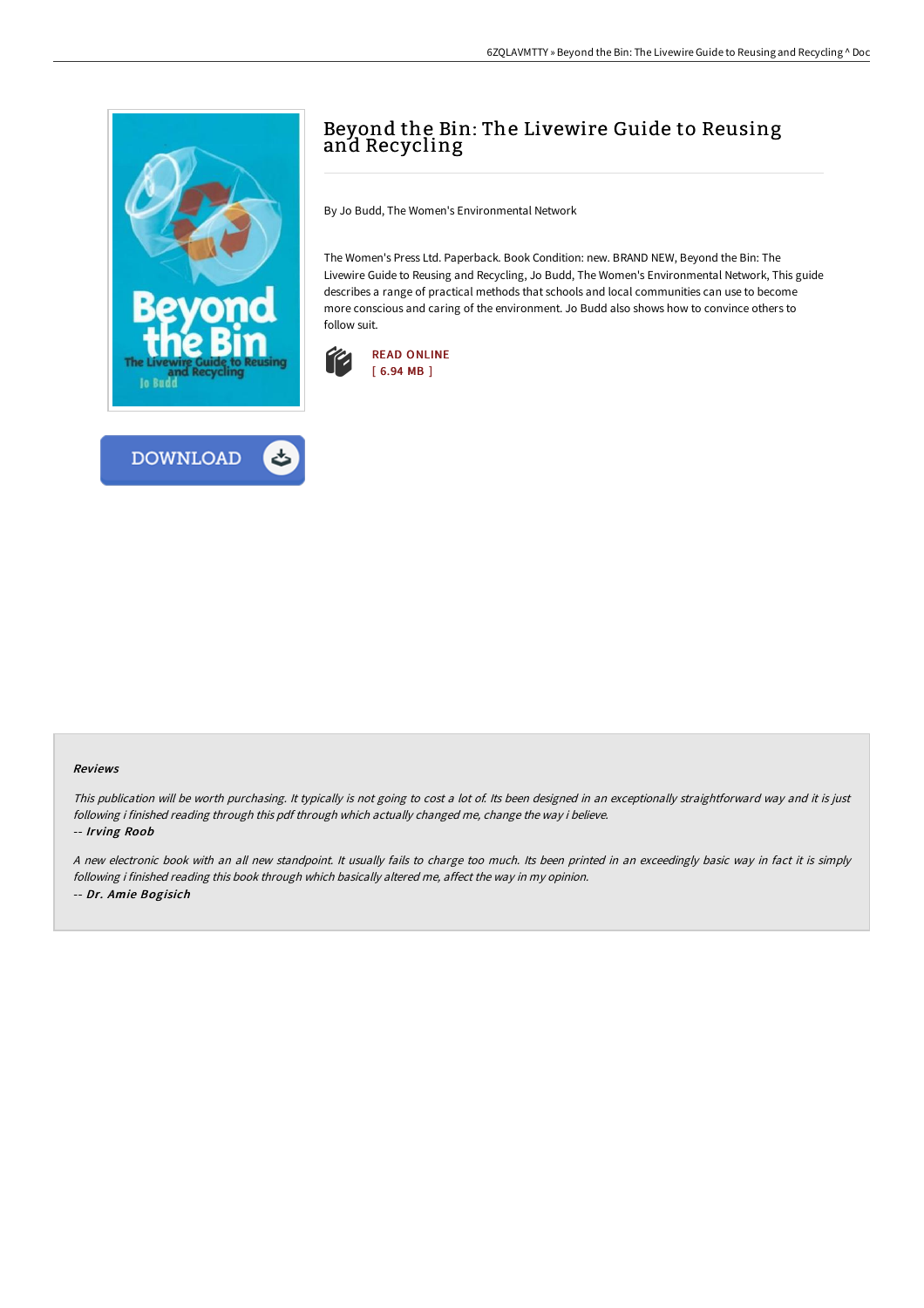# Beyond the Bin: The Livewire Guide to Reusing and Recycling

By Jo Budd, The Women's Environmental Network

The Women's Press Ltd. Paperback. Book Condition: new. BRAND NEW, Beyond the Bin: The Livewire Guide to Reusing and Recycling, Jo Budd, The Women's Environmental Network, This guide describes a range of practical methods that schools and local communities can use to become more conscious and caring of the environment. Jo Budd also shows how to convince others to follow suit.

READ ONLINE
[ 6.94 MB ]

DOWNLOAD

### Reviews

*This publication will be worth purchasing. It typically is not going to cost a lot of. Its been designed in an exceptionally straightforward way and it is just following i finished reading through this pdf through which actually changed me, change the way i believe.*

*-- Irving Roob*

*A new electronic book with an all new standpoint. It usually fails to charge too much. Its been printed in an exceedingly basic way in fact it is simply following i finished reading this book through which basically altered me, affect the way in my opinion.*

*-- Dr. Amie Bogisich*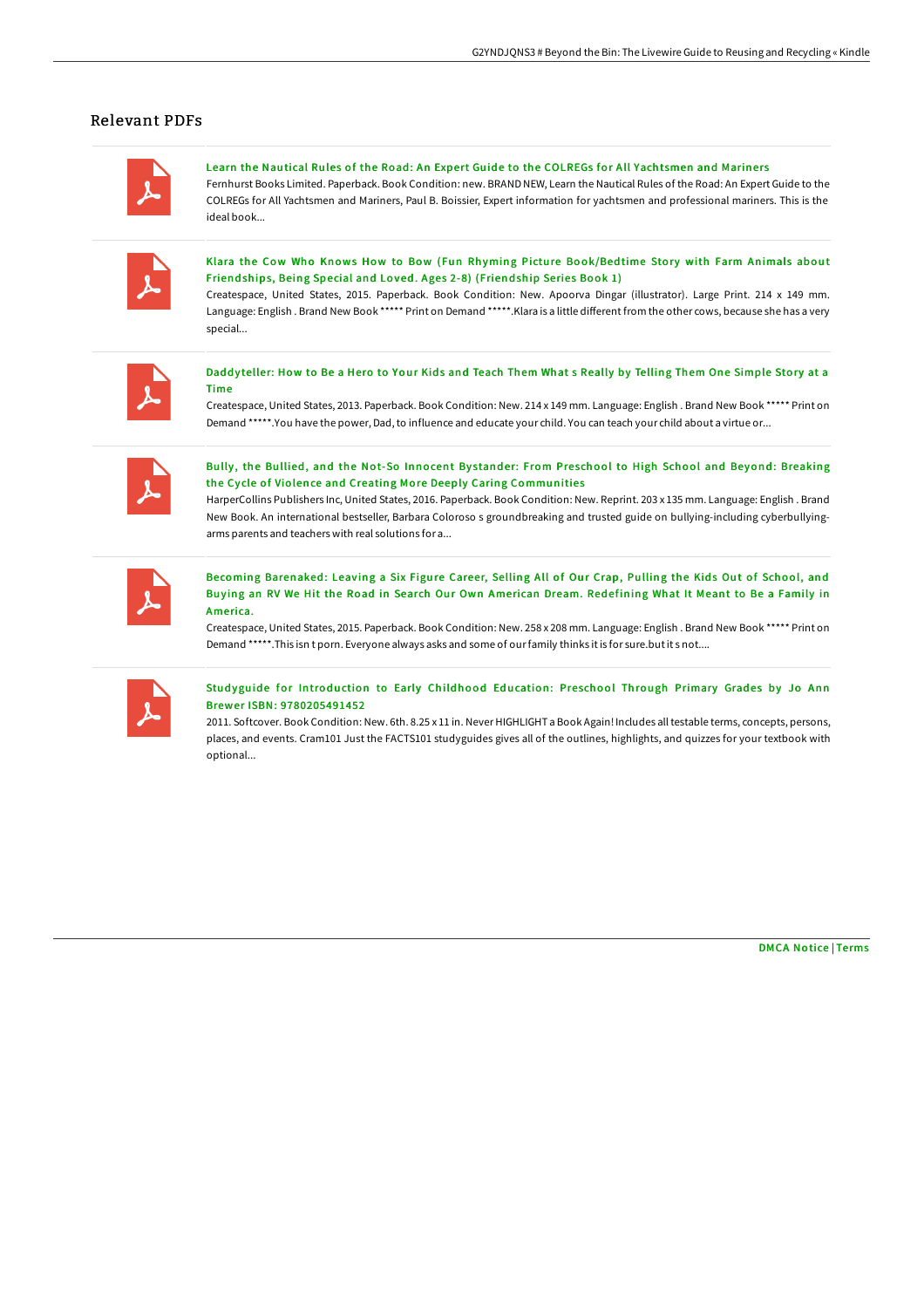## Relevant PDFs

**Learn the Nautical Rules of the Road: An Expert Guide to the COLREGs for All Yachtsmen and Mariners**

Fernhurst Books Limited. Paperback. Book Condition: new. BRAND NEW, Learn the Nautical Rules of the Road: An Expert Guide to the COLREGs for All Yachtsmen and Mariners, Paul B. Boissier, Expert information for yachtsmen and professional mariners. This is the ideal book...

**Klara the Cow Who Knows How to Bow (Fun Rhyming Picture Book/Bedtime Story with Farm Animals about Friendships, Being Special and Loved. Ages 2-8) (Friendship Series Book 1)**

Createspace, United States, 2015. Paperback. Book Condition: New. Apoorva Dingar (illustrator). Large Print. 214 x 149 mm. Language: English . Brand New Book ***** Print on Demand *****.Klara is a little different from the other cows, because she has a very special...

**Daddyteller: How to Be a Hero to Your Kids and Teach Them What s Really by Telling Them One Simple Story at a Time**

Createspace, United States, 2013. Paperback. Book Condition: New. 214 x 149 mm. Language: English . Brand New Book ***** Print on Demand *****.You have the power, Dad, to influence and educate your child. You can teach your child about a virtue or...

**Bully, the Bullied, and the Not-So Innocent Bystander: From Preschool to High School and Beyond: Breaking the Cycle of Violence and Creating More Deeply Caring Communities**

HarperCollins Publishers Inc, United States, 2016. Paperback. Book Condition: New. Reprint. 203 x 135 mm. Language: English . Brand New Book. An international bestseller, Barbara Coloroso s groundbreaking and trusted guide on bullying-including cyberbullying-arms parents and teachers with real solutions for a...

**Becoming Barenaked: Leaving a Six Figure Career, Selling All of Our Crap, Pulling the Kids Out of School, and Buying an RV We Hit the Road in Search Our Own American Dream. Redefining What It Meant to Be a Family in America.**

Createspace, United States, 2015. Paperback. Book Condition: New. 258 x 208 mm. Language: English . Brand New Book ***** Print on Demand *****.This isn t porn. Everyone always asks and some of our family thinks it is for sure.but it s not....

**Studyguide for Introduction to Early Childhood Education: Preschool Through Primary Grades by Jo Ann Brewer ISBN: 9780205491452**

2011. Softcover. Book Condition: New. 6th. 8.25 x 11 in. Never HIGHLIGHT a Book Again! Includes all testable terms, concepts, persons, places, and events. Cram101 Just the FACTS101 studyguides gives all of the outlines, highlights, and quizzes for your textbook with optional...

DMCA Notice | Terms